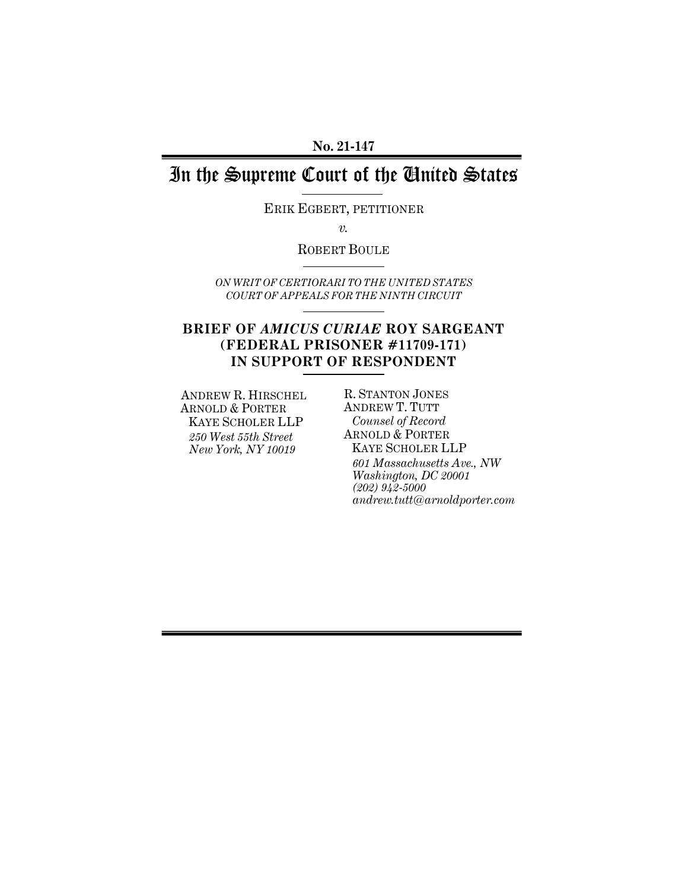**No. 21-147**

# In the Supreme Court of the United States

ERIK EGBERT, PETITIONER

*v.*

ROBERT BOULE

*ON WRIT OF CERTIORARI TO THE UNITED STATES COURT OF APPEALS FOR THE NINTH CIRCUIT*

## BRIEF OF *AMICUS CURIAE* ROY SARGEANT (FEDERAL PRISONER #11709-171) IN SUPPORT OF RESPONDENT

ANDREW R. HIRSCHEL
ARNOLD & PORTER
KAYE SCHOLER LLP
*250 West 55th Street*
*New York, NY 10019*

R. STANTON JONES
ANDREW T. TUTT
*Counsel of Record*
ARNOLD & PORTER
KAYE SCHOLER LLP
*601 Massachusetts Ave., NW*
*Washington, DC 20001*
*(202) 942-5000*
*andrew.tutt@arnoldporter.com*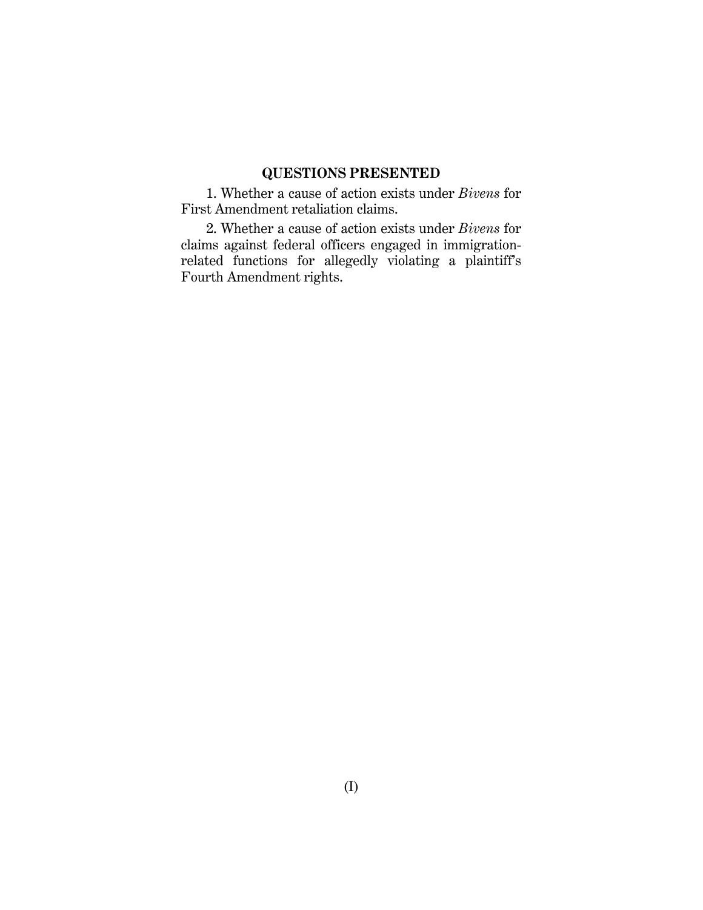## QUESTIONS PRESENTED

1. Whether a cause of action exists under *Bivens* for First Amendment retaliation claims.

2. Whether a cause of action exists under *Bivens* for claims against federal officers engaged in immigration-related functions for allegedly violating a plaintiff's Fourth Amendment rights.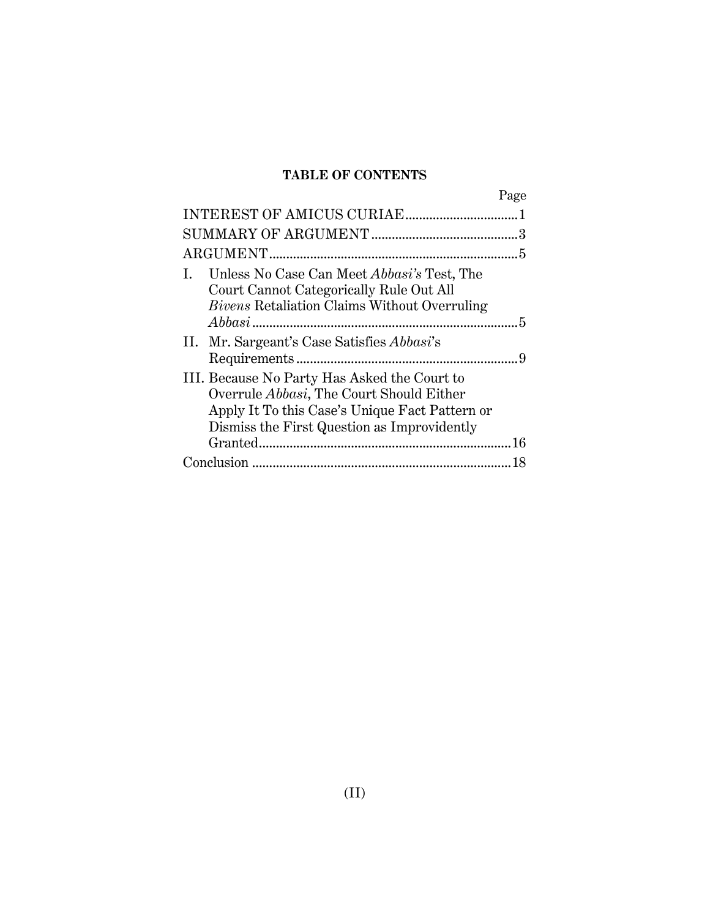**TABLE OF CONTENTS**

| | Page |
|---|---|
| INTEREST OF AMICUS CURIAE | 1 |
| SUMMARY OF ARGUMENT | 3 |
| ARGUMENT | 5 |
| I. Unless No Case Can Meet *Abbasi's* Test, The Court Cannot Categorically Rule Out All *Bivens* Retaliation Claims Without Overruling *Abbasi* | 5 |
| II. Mr. Sargeant's Case Satisfies *Abbasi*'s Requirements | 9 |
| III. Because No Party Has Asked the Court to Overrule *Abbasi*, The Court Should Either Apply It To this Case's Unique Fact Pattern or Dismiss the First Question as Improvidently Granted | 16 |
| Conclusion | 18 |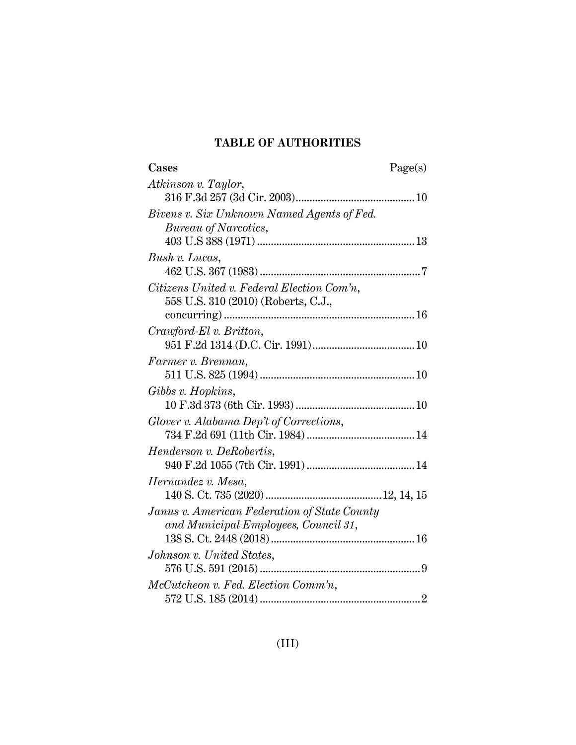## TABLE OF AUTHORITIES

| Cases | Page(s) |
|---|---|
| *Atkinson v. Taylor*, 316 F.3d 257 (3d Cir. 2003) | 10 |
| *Bivens v. Six Unknown Named Agents of Fed. Bureau of Narcotics*, 403 U.S 388 (1971) | 13 |
| *Bush v. Lucas*, 462 U.S. 367 (1983) | 7 |
| *Citizens United v. Federal Election Com'n*, 558 U.S. 310 (2010) (Roberts, C.J., concurring) | 16 |
| *Crawford-El v. Britton*, 951 F.2d 1314 (D.C. Cir. 1991) | 10 |
| *Farmer v. Brennan*, 511 U.S. 825 (1994) | 10 |
| *Gibbs v. Hopkins*, 10 F.3d 373 (6th Cir. 1993) | 10 |
| *Glover v. Alabama Dep't of Corrections*, 734 F.2d 691 (11th Cir. 1984) | 14 |
| *Henderson v. DeRobertis*, 940 F.2d 1055 (7th Cir. 1991) | 14 |
| *Hernandez v. Mesa*, 140 S. Ct. 735 (2020) | 12, 14, 15 |
| *Janus v. American Federation of State County and Municipal Employees, Council 31*, 138 S. Ct. 2448 (2018) | 16 |
| *Johnson v. United States*, 576 U.S. 591 (2015) | 9 |
| *McCutcheon v. Fed. Election Comm'n*, 572 U.S. 185 (2014) | 2 |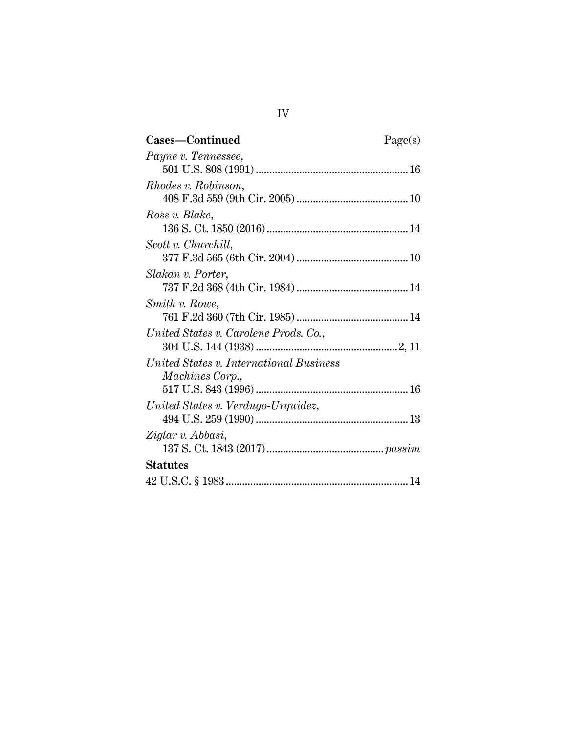**Cases—Continued** Page(s)

*Payne v. Tennessee*,
501 U.S. 808 (1991) ........................................................ 16

*Rhodes v. Robinson*,
408 F.3d 559 (9th Cir. 2005) ......................................... 10

*Ross v. Blake*,
136 S. Ct. 1850 (2016) .................................................... 14

*Scott v. Churchill*,
377 F.3d 565 (6th Cir. 2004) ......................................... 10

*Slakan v. Porter*,
737 F.2d 368 (4th Cir. 1984) ......................................... 14

*Smith v. Rowe*,
761 F.2d 360 (7th Cir. 1985) ......................................... 14

*United States v. Carolene Prods. Co.*,
304 U.S. 144 (1938) .................................................... 2, 11

*United States v. International Business Machines Corp.*,
517 U.S. 843 (1996) ........................................................ 16

*United States v. Verdugo-Urquidez*,
494 U.S. 259 (1990) ........................................................ 13

*Ziglar v. Abbasi*,
137 S. Ct. 1843 (2017) ........................................... *passim*

**Statutes**

42 U.S.C. § 1983 ................................................................... 14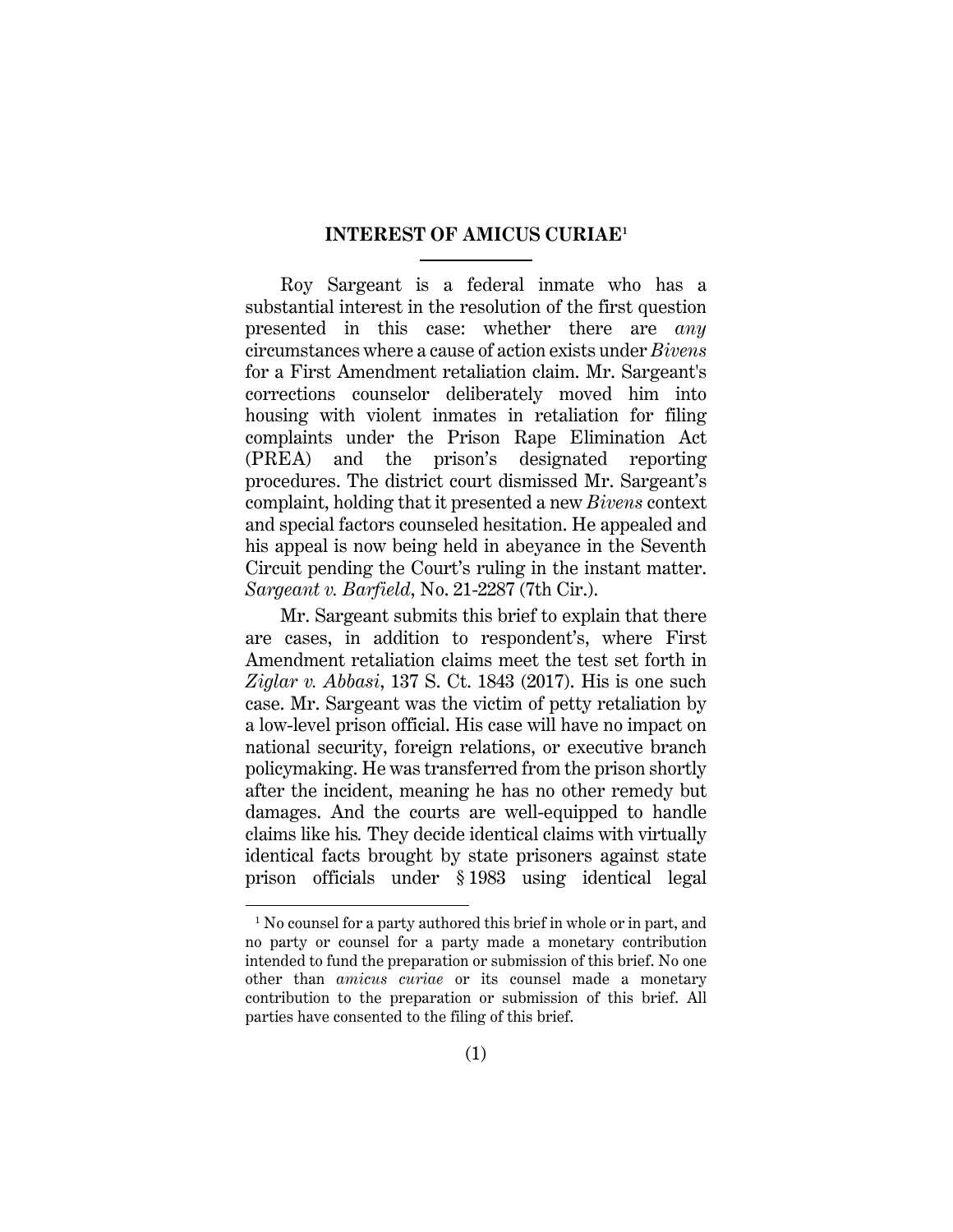## INTEREST OF AMICUS CURIAE[1]

Roy Sargeant is a federal inmate who has a substantial interest in the resolution of the first question presented in this case: whether there are *any* circumstances where a cause of action exists under *Bivens* for a First Amendment retaliation claim. Mr. Sargeant's corrections counselor deliberately moved him into housing with violent inmates in retaliation for filing complaints under the Prison Rape Elimination Act (PREA) and the prison's designated reporting procedures. The district court dismissed Mr. Sargeant's complaint, holding that it presented a new *Bivens* context and special factors counseled hesitation. He appealed and his appeal is now being held in abeyance in the Seventh Circuit pending the Court's ruling in the instant matter. *Sargeant v. Barfield*, No. 21-2287 (7th Cir.).

Mr. Sargeant submits this brief to explain that there are cases, in addition to respondent's, where First Amendment retaliation claims meet the test set forth in *Ziglar v. Abbasi*, 137 S. Ct. 1843 (2017). His is one such case. Mr. Sargeant was the victim of petty retaliation by a low-level prison official. His case will have no impact on national security, foreign relations, or executive branch policymaking. He was transferred from the prison shortly after the incident, meaning he has no other remedy but damages. And the courts are well-equipped to handle claims like his. They decide identical claims with virtually identical facts brought by state prisoners against state prison officials under § 1983 using identical legal

[1] No counsel for a party authored this brief in whole or in part, and no party or counsel for a party made a monetary contribution intended to fund the preparation or submission of this brief. No one other than *amicus curiae* or its counsel made a monetary contribution to the preparation or submission of this brief. All parties have consented to the filing of this brief.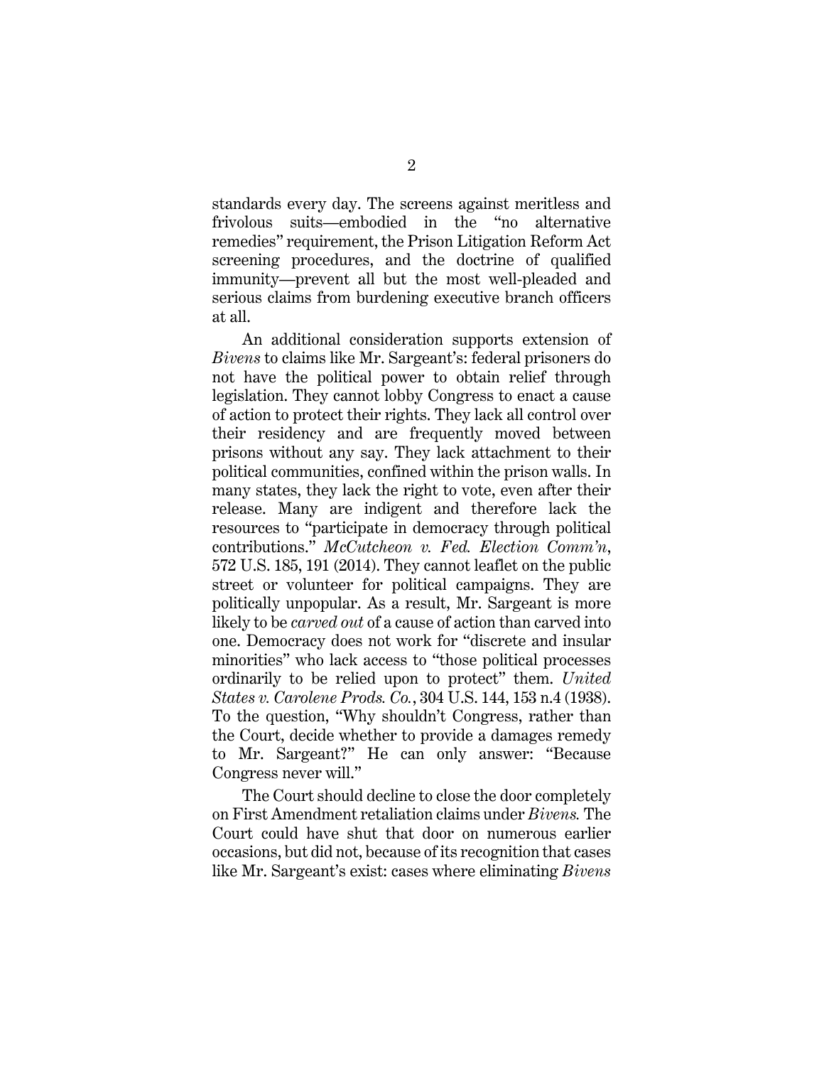standards every day. The screens against meritless and frivolous suits—embodied in the "no alternative remedies" requirement, the Prison Litigation Reform Act screening procedures, and the doctrine of qualified immunity—prevent all but the most well-pleaded and serious claims from burdening executive branch officers at all.

An additional consideration supports extension of *Bivens* to claims like Mr. Sargeant's: federal prisoners do not have the political power to obtain relief through legislation. They cannot lobby Congress to enact a cause of action to protect their rights. They lack all control over their residency and are frequently moved between prisons without any say. They lack attachment to their political communities, confined within the prison walls. In many states, they lack the right to vote, even after their release. Many are indigent and therefore lack the resources to "participate in democracy through political contributions." *McCutcheon v. Fed. Election Comm'n*, 572 U.S. 185, 191 (2014). They cannot leaflet on the public street or volunteer for political campaigns. They are politically unpopular. As a result, Mr. Sargeant is more likely to be *carved out* of a cause of action than carved into one. Democracy does not work for "discrete and insular minorities" who lack access to "those political processes ordinarily to be relied upon to protect" them. *United States v. Carolene Prods. Co.*, 304 U.S. 144, 153 n.4 (1938). To the question, "Why shouldn't Congress, rather than the Court, decide whether to provide a damages remedy to Mr. Sargeant?" He can only answer: "Because Congress never will."

The Court should decline to close the door completely on First Amendment retaliation claims under *Bivens.* The Court could have shut that door on numerous earlier occasions, but did not, because of its recognition that cases like Mr. Sargeant's exist: cases where eliminating *Bivens*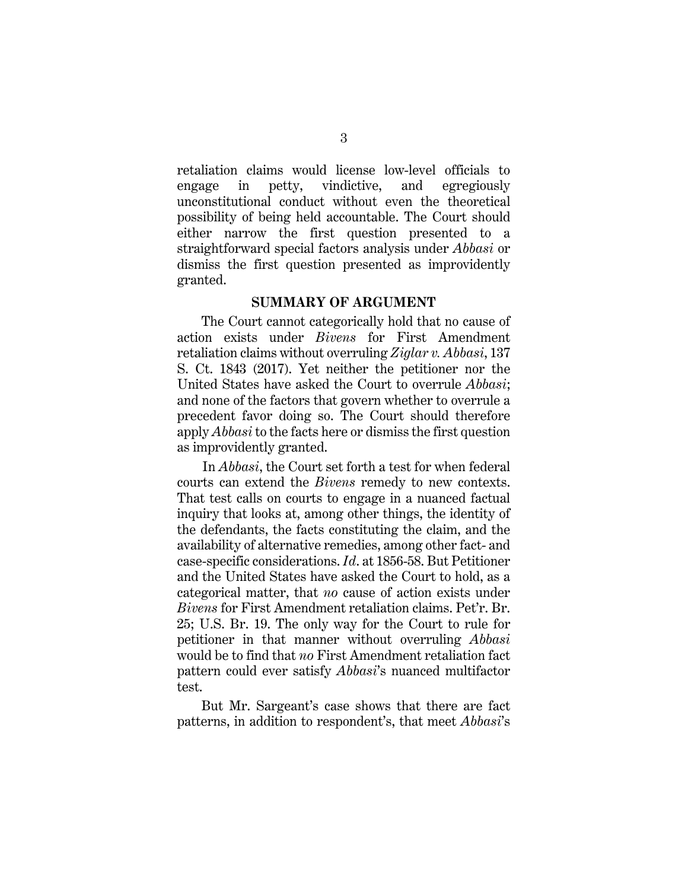retaliation claims would license low-level officials to engage in petty, vindictive, and egregiously unconstitutional conduct without even the theoretical possibility of being held accountable. The Court should either narrow the first question presented to a straightforward special factors analysis under *Abbasi* or dismiss the first question presented as improvidently granted.

## SUMMARY OF ARGUMENT

The Court cannot categorically hold that no cause of action exists under *Bivens* for First Amendment retaliation claims without overruling *Ziglar v. Abbasi*, 137 S. Ct. 1843 (2017). Yet neither the petitioner nor the United States have asked the Court to overrule *Abbasi*; and none of the factors that govern whether to overrule a precedent favor doing so. The Court should therefore apply *Abbasi* to the facts here or dismiss the first question as improvidently granted.

In *Abbasi*, the Court set forth a test for when federal courts can extend the *Bivens* remedy to new contexts. That test calls on courts to engage in a nuanced factual inquiry that looks at, among other things, the identity of the defendants, the facts constituting the claim, and the availability of alternative remedies, among other fact- and case-specific considerations. *Id.* at 1856-58. But Petitioner and the United States have asked the Court to hold, as a categorical matter, that *no* cause of action exists under *Bivens* for First Amendment retaliation claims. Pet'r. Br. 25; U.S. Br. 19. The only way for the Court to rule for petitioner in that manner without overruling *Abbasi* would be to find that *no* First Amendment retaliation fact pattern could ever satisfy *Abbasi*'s nuanced multifactor test.

But Mr. Sargeant's case shows that there are fact patterns, in addition to respondent's, that meet *Abbasi*'s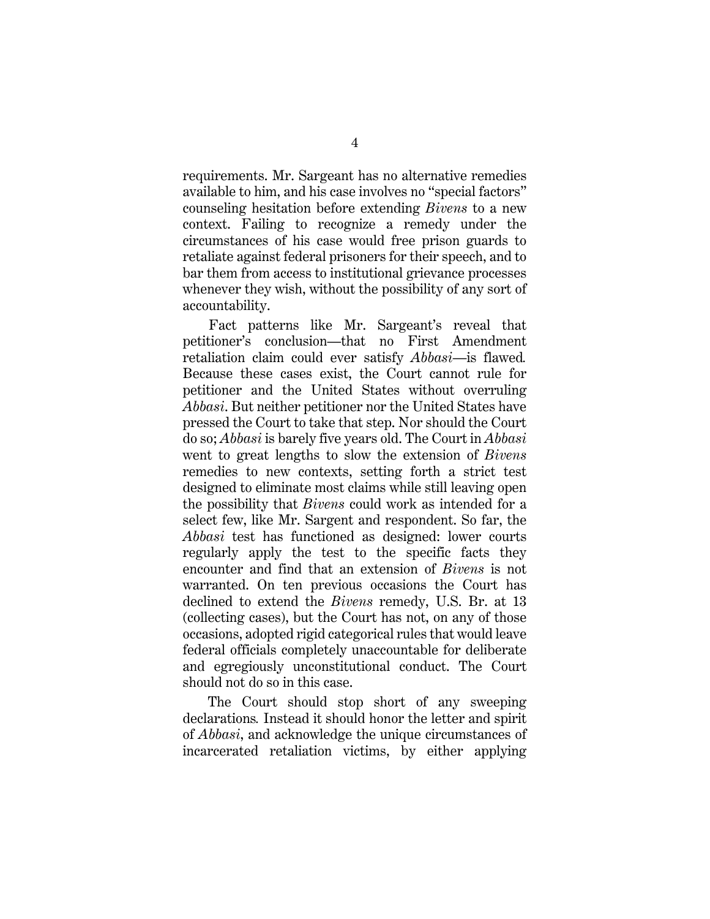requirements. Mr. Sargeant has no alternative remedies available to him, and his case involves no "special factors" counseling hesitation before extending *Bivens* to a new context. Failing to recognize a remedy under the circumstances of his case would free prison guards to retaliate against federal prisoners for their speech, and to bar them from access to institutional grievance processes whenever they wish, without the possibility of any sort of accountability.

Fact patterns like Mr. Sargeant's reveal that petitioner's conclusion—that no First Amendment retaliation claim could ever satisfy *Abbasi*—is flawed. Because these cases exist, the Court cannot rule for petitioner and the United States without overruling *Abbasi*. But neither petitioner nor the United States have pressed the Court to take that step. Nor should the Court do so; *Abbasi* is barely five years old. The Court in *Abbasi* went to great lengths to slow the extension of *Bivens* remedies to new contexts, setting forth a strict test designed to eliminate most claims while still leaving open the possibility that *Bivens* could work as intended for a select few, like Mr. Sargent and respondent. So far, the *Abbasi* test has functioned as designed: lower courts regularly apply the test to the specific facts they encounter and find that an extension of *Bivens* is not warranted. On ten previous occasions the Court has declined to extend the *Bivens* remedy, U.S. Br. at 13 (collecting cases), but the Court has not, on any of those occasions, adopted rigid categorical rules that would leave federal officials completely unaccountable for deliberate and egregiously unconstitutional conduct. The Court should not do so in this case.

The Court should stop short of any sweeping declarations. Instead it should honor the letter and spirit of *Abbasi*, and acknowledge the unique circumstances of incarcerated retaliation victims, by either applying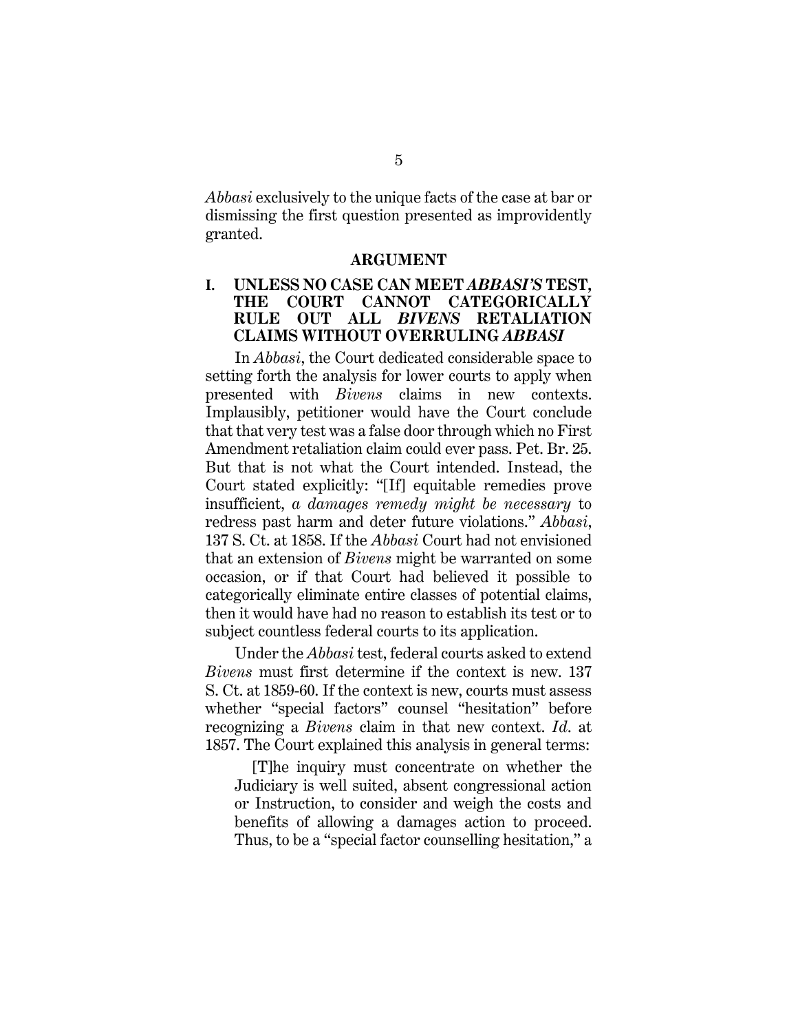*Abbasi* exclusively to the unique facts of the case at bar or dismissing the first question presented as improvidently granted.

## ARGUMENT

### I. UNLESS NO CASE CAN MEET *ABBASI'S* TEST, THE COURT CANNOT CATEGORICALLY RULE OUT ALL *BIVENS* RETALIATION CLAIMS WITHOUT OVERRULING *ABBASI*

In *Abbasi*, the Court dedicated considerable space to setting forth the analysis for lower courts to apply when presented with *Bivens* claims in new contexts. Implausibly, petitioner would have the Court conclude that that very test was a false door through which no First Amendment retaliation claim could ever pass. Pet. Br. 25. But that is not what the Court intended. Instead, the Court stated explicitly: "[If] equitable remedies prove insufficient, *a damages remedy might be necessary* to redress past harm and deter future violations." *Abbasi*, 137 S. Ct. at 1858. If the *Abbasi* Court had not envisioned that an extension of *Bivens* might be warranted on some occasion, or if that Court had believed it possible to categorically eliminate entire classes of potential claims, then it would have had no reason to establish its test or to subject countless federal courts to its application.

Under the *Abbasi* test, federal courts asked to extend *Bivens* must first determine if the context is new. 137 S. Ct. at 1859-60. If the context is new, courts must assess whether "special factors" counsel "hesitation" before recognizing a *Bivens* claim in that new context. *Id.* at 1857. The Court explained this analysis in general terms:

> [T]he inquiry must concentrate on whether the Judiciary is well suited, absent congressional action or Instruction, to consider and weigh the costs and benefits of allowing a damages action to proceed. Thus, to be a "special factor counselling hesitation," a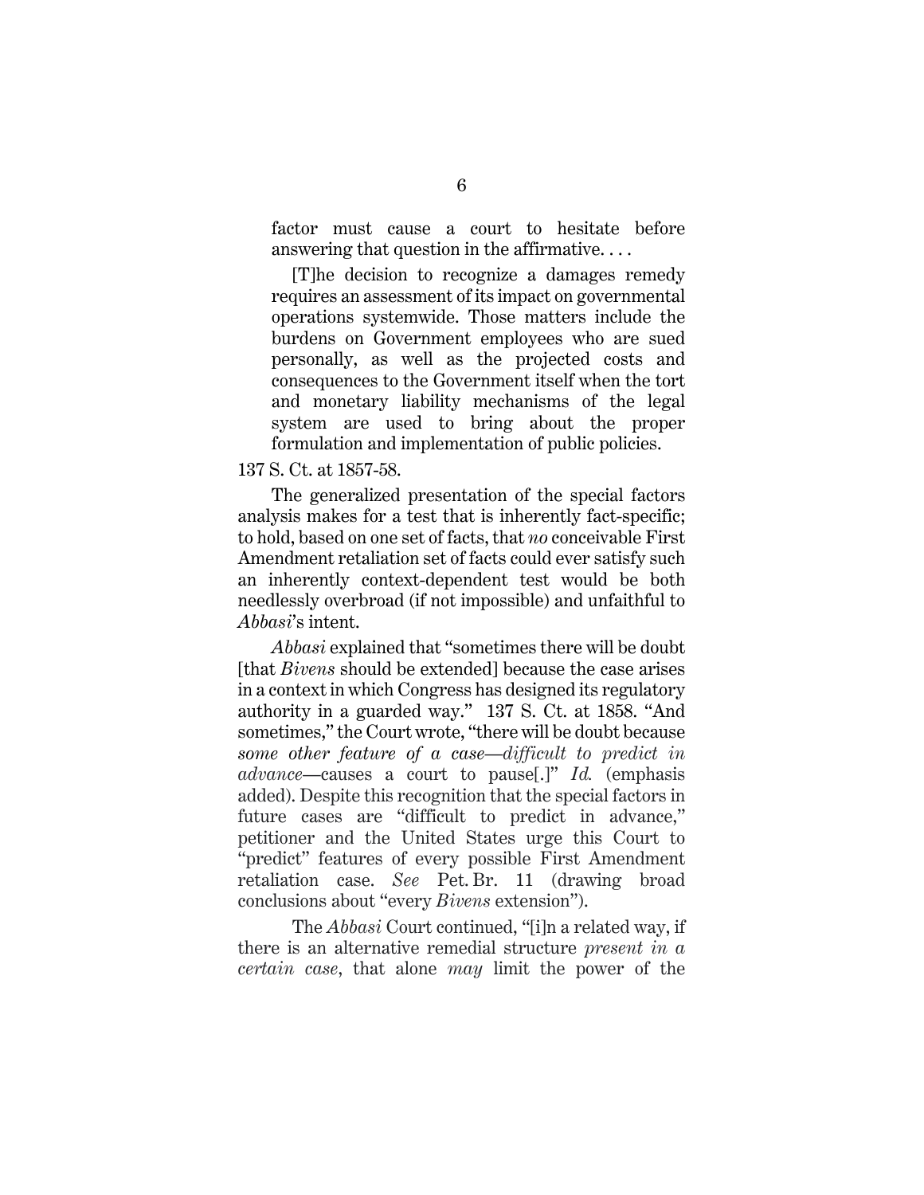> factor must cause a court to hesitate before answering that question in the affirmative. . . .
>
> [T]he decision to recognize a damages remedy requires an assessment of its impact on governmental operations systemwide. Those matters include the burdens on Government employees who are sued personally, as well as the projected costs and consequences to the Government itself when the tort and monetary liability mechanisms of the legal system are used to bring about the proper formulation and implementation of public policies.

137 S. Ct. at 1857-58.

The generalized presentation of the special factors analysis makes for a test that is inherently fact-specific; to hold, based on one set of facts, that *no* conceivable First Amendment retaliation set of facts could ever satisfy such an inherently context-dependent test would be both needlessly overbroad (if not impossible) and unfaithful to *Abbasi*'s intent.

*Abbasi* explained that "sometimes there will be doubt [that *Bivens* should be extended] because the case arises in a context in which Congress has designed its regulatory authority in a guarded way." 137 S. Ct. at 1858. "And sometimes," the Court wrote, "there will be doubt because *some other feature of a case—difficult to predict in advance*—causes a court to pause[.]" *Id.* (emphasis added). Despite this recognition that the special factors in future cases are "difficult to predict in advance," petitioner and the United States urge this Court to "predict" features of every possible First Amendment retaliation case. *See* Pet. Br. 11 (drawing broad conclusions about "every *Bivens* extension").

The *Abbasi* Court continued, "[i]n a related way, if there is an alternative remedial structure *present in a certain case*, that alone *may* limit the power of the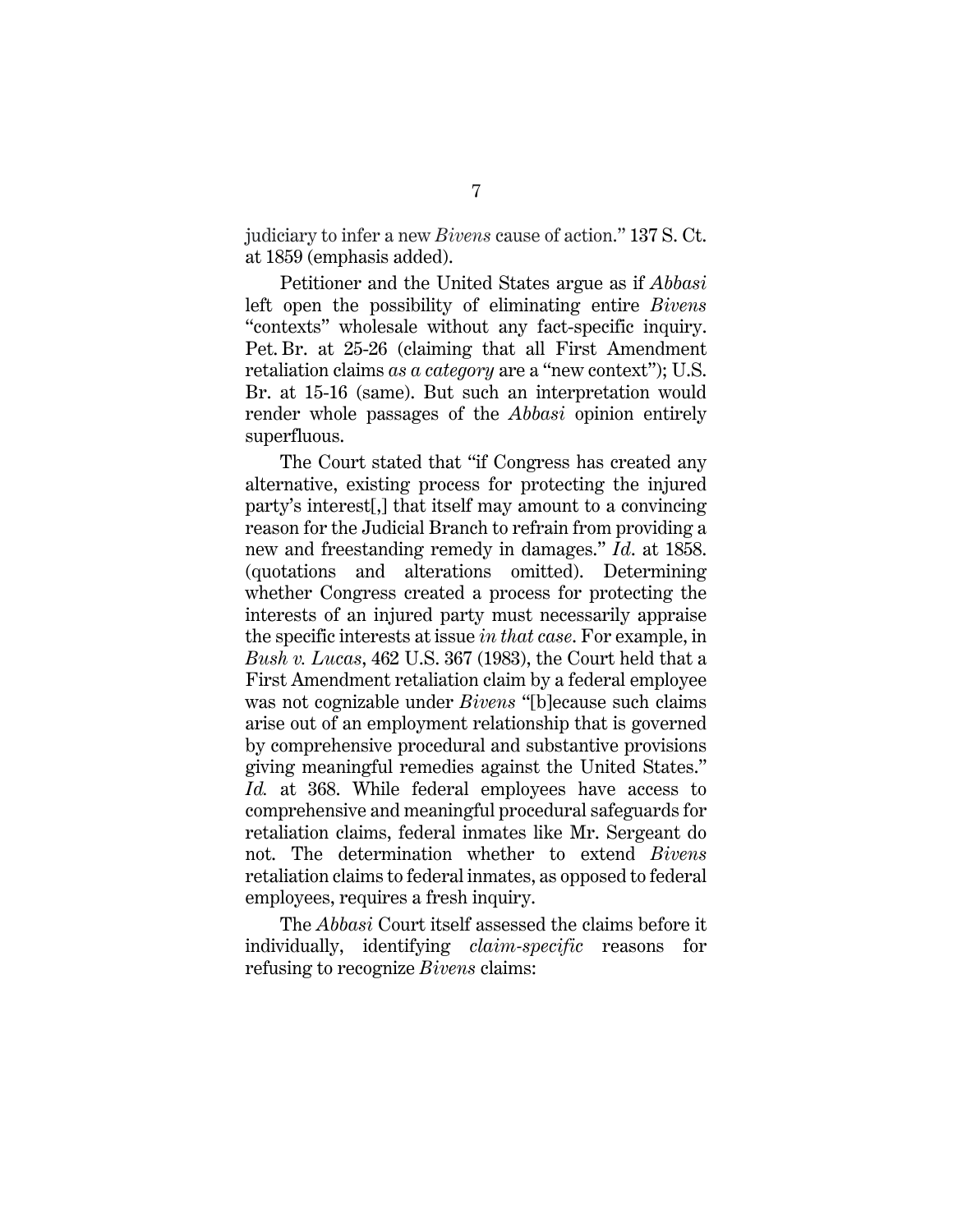judiciary to infer a new *Bivens* cause of action." 137 S. Ct. at 1859 (emphasis added).

Petitioner and the United States argue as if *Abbasi* left open the possibility of eliminating entire *Bivens* "contexts" wholesale without any fact-specific inquiry. Pet. Br. at 25-26 (claiming that all First Amendment retaliation claims *as a category* are a "new context"); U.S. Br. at 15-16 (same). But such an interpretation would render whole passages of the *Abbasi* opinion entirely superfluous.

The Court stated that "if Congress has created any alternative, existing process for protecting the injured party's interest[,] that itself may amount to a convincing reason for the Judicial Branch to refrain from providing a new and freestanding remedy in damages." *Id*. at 1858. (quotations and alterations omitted). Determining whether Congress created a process for protecting the interests of an injured party must necessarily appraise the specific interests at issue *in that case*. For example, in *Bush v. Lucas*, 462 U.S. 367 (1983), the Court held that a First Amendment retaliation claim by a federal employee was not cognizable under *Bivens* "[b]ecause such claims arise out of an employment relationship that is governed by comprehensive procedural and substantive provisions giving meaningful remedies against the United States." *Id.* at 368. While federal employees have access to comprehensive and meaningful procedural safeguards for retaliation claims, federal inmates like Mr. Sergeant do not. The determination whether to extend *Bivens* retaliation claims to federal inmates, as opposed to federal employees, requires a fresh inquiry.

The *Abbasi* Court itself assessed the claims before it individually, identifying *claim-specific* reasons for refusing to recognize *Bivens* claims: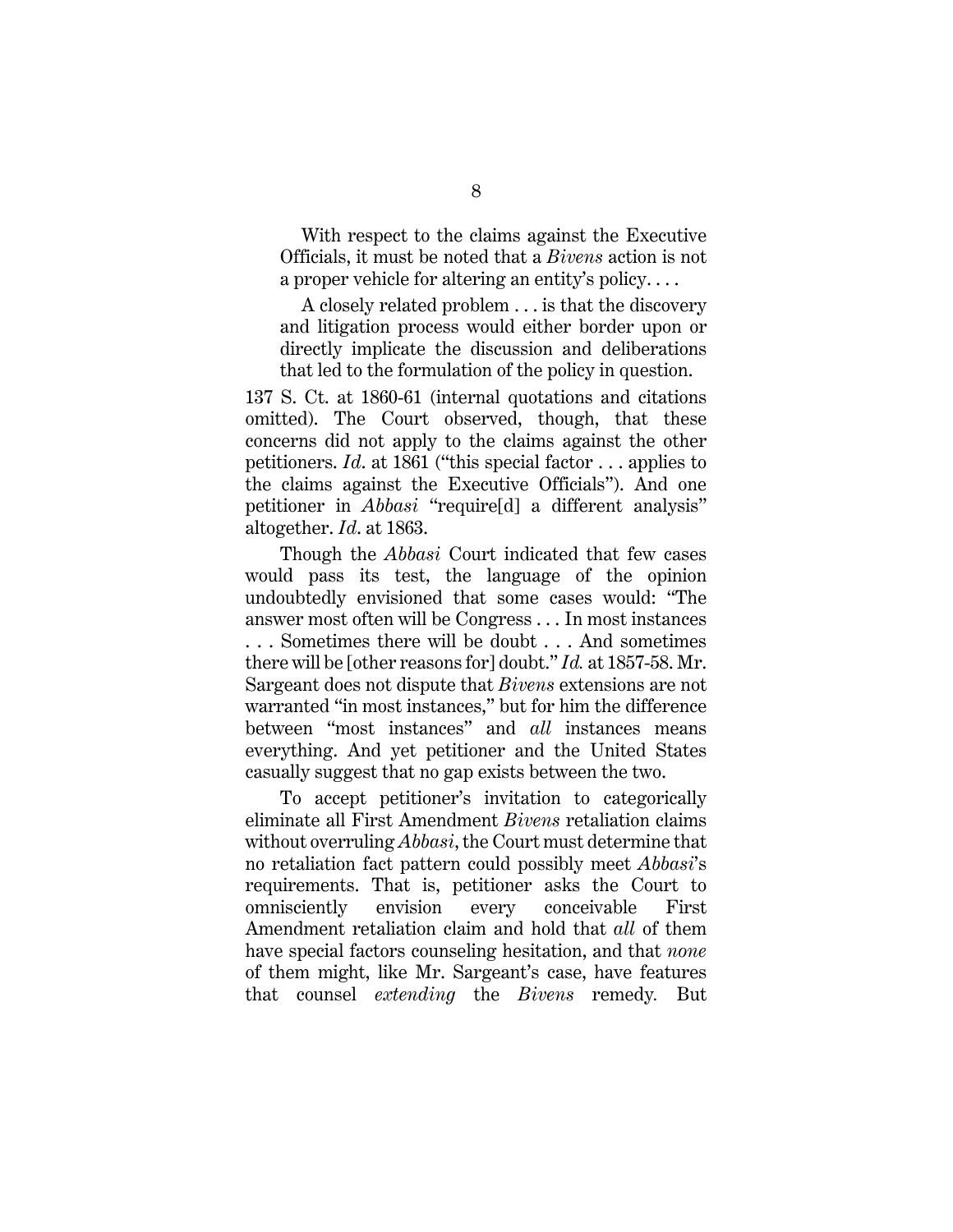> With respect to the claims against the Executive Officials, it must be noted that a *Bivens* action is not a proper vehicle for altering an entity's policy. . . .
>
> A closely related problem . . . is that the discovery and litigation process would either border upon or directly implicate the discussion and deliberations that led to the formulation of the policy in question.

137 S. Ct. at 1860-61 (internal quotations and citations omitted). The Court observed, though, that these concerns did not apply to the claims against the other petitioners. *Id*. at 1861 ("this special factor . . . applies to the claims against the Executive Officials"). And one petitioner in *Abbasi* "require[d] a different analysis" altogether. *Id*. at 1863.

Though the *Abbasi* Court indicated that few cases would pass its test, the language of the opinion undoubtedly envisioned that some cases would: "The answer most often will be Congress . . . In most instances . . . Sometimes there will be doubt . . . And sometimes there will be [other reasons for] doubt." *Id.* at 1857-58. Mr. Sargeant does not dispute that *Bivens* extensions are not warranted "in most instances," but for him the difference between "most instances" and *all* instances means everything. And yet petitioner and the United States casually suggest that no gap exists between the two.

To accept petitioner's invitation to categorically eliminate all First Amendment *Bivens* retaliation claims without overruling *Abbasi*, the Court must determine that no retaliation fact pattern could possibly meet *Abbasi*'s requirements. That is, petitioner asks the Court to omnisciently envision every conceivable First Amendment retaliation claim and hold that *all* of them have special factors counseling hesitation, and that *none* of them might, like Mr. Sargeant's case, have features that counsel *extending* the *Bivens* remedy. But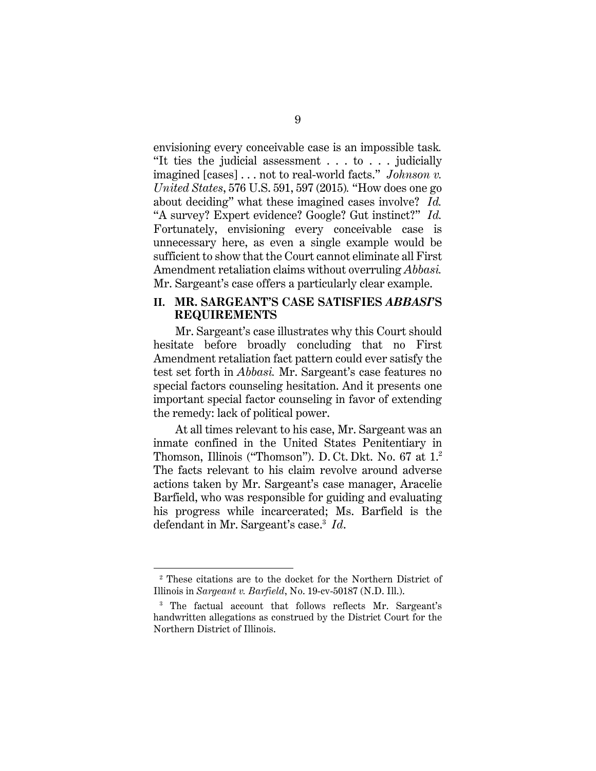envisioning every conceivable case is an impossible task. "It ties the judicial assessment . . . to . . . judicially imagined [cases] . . . not to real-world facts." *Johnson v. United States*, 576 U.S. 591, 597 (2015). "How does one go about deciding" what these imagined cases involve? *Id.* "A survey? Expert evidence? Google? Gut instinct?" *Id.* Fortunately, envisioning every conceivable case is unnecessary here, as even a single example would be sufficient to show that the Court cannot eliminate all First Amendment retaliation claims without overruling *Abbasi.* Mr. Sargeant's case offers a particularly clear example.

## II. MR. SARGEANT'S CASE SATISFIES *ABBASI*'S REQUIREMENTS

Mr. Sargeant's case illustrates why this Court should hesitate before broadly concluding that no First Amendment retaliation fact pattern could ever satisfy the test set forth in *Abbasi.* Mr. Sargeant's case features no special factors counseling hesitation. And it presents one important special factor counseling in favor of extending the remedy: lack of political power.

At all times relevant to his case, Mr. Sargeant was an inmate confined in the United States Penitentiary in Thomson, Illinois ("Thomson"). D. Ct. Dkt. No. 67 at 1.[2] The facts relevant to his claim revolve around adverse actions taken by Mr. Sargeant's case manager, Aracelie Barfield, who was responsible for guiding and evaluating his progress while incarcerated; Ms. Barfield is the defendant in Mr. Sargeant's case.[3] *Id*.

---

[2] These citations are to the docket for the Northern District of Illinois in *Sargeant v. Barfield*, No. 19-cv-50187 (N.D. Ill.).

[3] The factual account that follows reflects Mr. Sargeant's handwritten allegations as construed by the District Court for the Northern District of Illinois.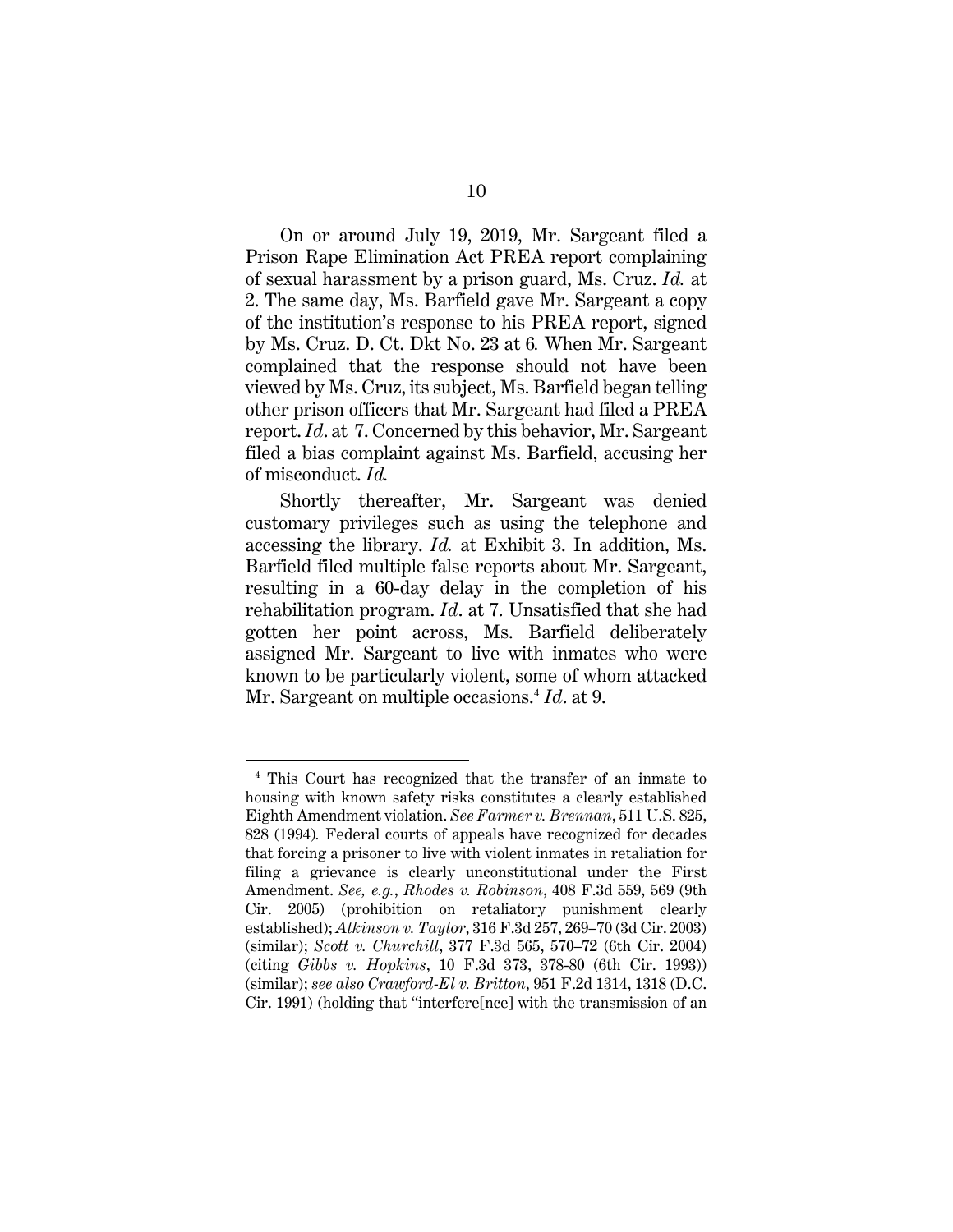On or around July 19, 2019, Mr. Sargeant filed a Prison Rape Elimination Act PREA report complaining of sexual harassment by a prison guard, Ms. Cruz. *Id.* at 2. The same day, Ms. Barfield gave Mr. Sargeant a copy of the institution's response to his PREA report, signed by Ms. Cruz. D. Ct. Dkt No. 23 at 6*.* When Mr. Sargeant complained that the response should not have been viewed by Ms. Cruz, its subject, Ms. Barfield began telling other prison officers that Mr. Sargeant had filed a PREA report. *Id*. at 7. Concerned by this behavior, Mr. Sargeant filed a bias complaint against Ms. Barfield, accusing her of misconduct. *Id.*

Shortly thereafter, Mr. Sargeant was denied customary privileges such as using the telephone and accessing the library. *Id.* at Exhibit 3. In addition, Ms. Barfield filed multiple false reports about Mr. Sargeant, resulting in a 60-day delay in the completion of his rehabilitation program. *Id*. at 7. Unsatisfied that she had gotten her point across, Ms. Barfield deliberately assigned Mr. Sargeant to live with inmates who were known to be particularly violent, some of whom attacked Mr. Sargeant on multiple occasions.[4] *Id*. at 9.

---

[4] This Court has recognized that the transfer of an inmate to housing with known safety risks constitutes a clearly established Eighth Amendment violation. *See Farmer v. Brennan*, 511 U.S. 825, 828 (1994)*.* Federal courts of appeals have recognized for decades that forcing a prisoner to live with violent inmates in retaliation for filing a grievance is clearly unconstitutional under the First Amendment. *See, e.g.*, *Rhodes v. Robinson*, 408 F.3d 559, 569 (9th Cir. 2005) (prohibition on retaliatory punishment clearly established); *Atkinson v. Taylor*, 316 F.3d 257, 269–70 (3d Cir. 2003) (similar); *Scott v. Churchill*, 377 F.3d 565, 570–72 (6th Cir. 2004) (citing *Gibbs v. Hopkins*, 10 F.3d 373, 378-80 (6th Cir. 1993)) (similar); *see also Crawford-El v. Britton*, 951 F.2d 1314, 1318 (D.C. Cir. 1991) (holding that "interfere[nce] with the transmission of an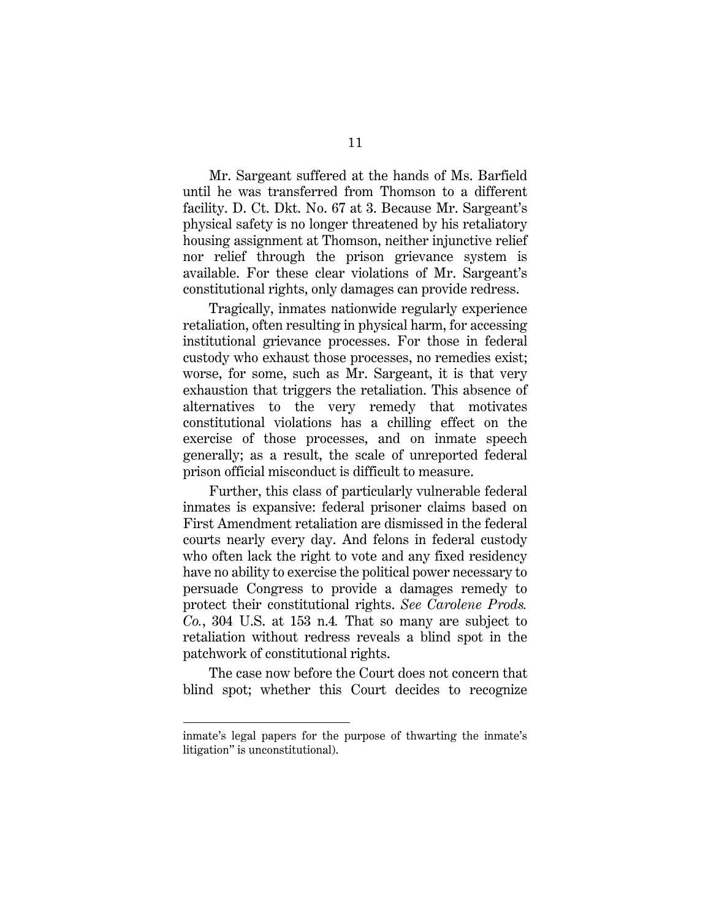Mr. Sargeant suffered at the hands of Ms. Barfield until he was transferred from Thomson to a different facility. D. Ct. Dkt. No. 67 at 3. Because Mr. Sargeant's physical safety is no longer threatened by his retaliatory housing assignment at Thomson, neither injunctive relief nor relief through the prison grievance system is available. For these clear violations of Mr. Sargeant's constitutional rights, only damages can provide redress.

Tragically, inmates nationwide regularly experience retaliation, often resulting in physical harm, for accessing institutional grievance processes. For those in federal custody who exhaust those processes, no remedies exist; worse, for some, such as Mr. Sargeant, it is that very exhaustion that triggers the retaliation. This absence of alternatives to the very remedy that motivates constitutional violations has a chilling effect on the exercise of those processes, and on inmate speech generally; as a result, the scale of unreported federal prison official misconduct is difficult to measure.

Further, this class of particularly vulnerable federal inmates is expansive: federal prisoner claims based on First Amendment retaliation are dismissed in the federal courts nearly every day. And felons in federal custody who often lack the right to vote and any fixed residency have no ability to exercise the political power necessary to persuade Congress to provide a damages remedy to protect their constitutional rights. *See Carolene Prods. Co.*, 304 U.S. at 153 n.4. That so many are subject to retaliation without redress reveals a blind spot in the patchwork of constitutional rights.

The case now before the Court does not concern that blind spot; whether this Court decides to recognize

---

inmate's legal papers for the purpose of thwarting the inmate's litigation" is unconstitutional).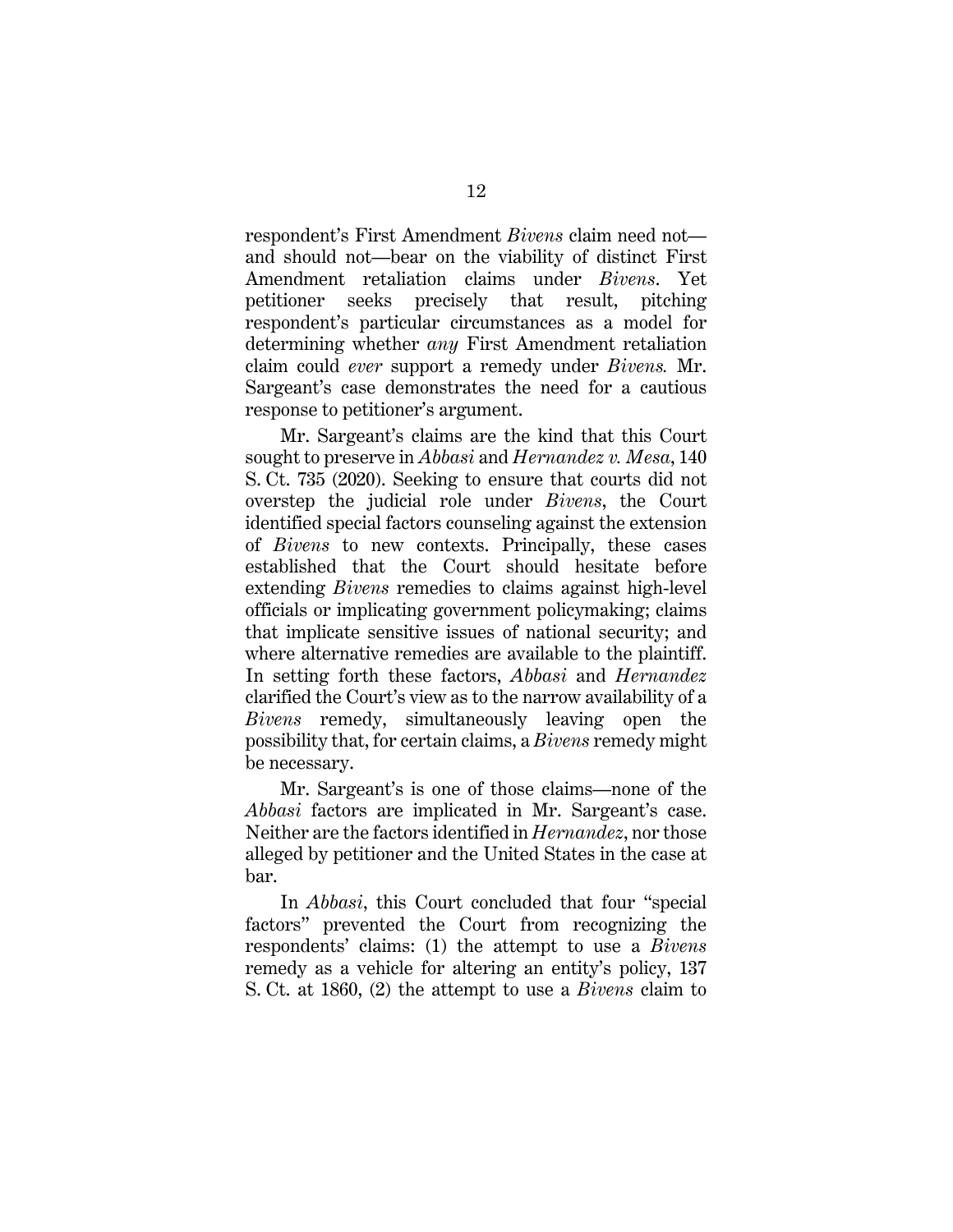respondent's First Amendment *Bivens* claim need not—and should not—bear on the viability of distinct First Amendment retaliation claims under *Bivens*. Yet petitioner seeks precisely that result, pitching respondent's particular circumstances as a model for determining whether *any* First Amendment retaliation claim could *ever* support a remedy under *Bivens.* Mr. Sargeant's case demonstrates the need for a cautious response to petitioner's argument.

Mr. Sargeant's claims are the kind that this Court sought to preserve in *Abbasi* and *Hernandez v. Mesa*, 140 S. Ct. 735 (2020). Seeking to ensure that courts did not overstep the judicial role under *Bivens*, the Court identified special factors counseling against the extension of *Bivens* to new contexts. Principally, these cases established that the Court should hesitate before extending *Bivens* remedies to claims against high-level officials or implicating government policymaking; claims that implicate sensitive issues of national security; and where alternative remedies are available to the plaintiff. In setting forth these factors, *Abbasi* and *Hernandez* clarified the Court's view as to the narrow availability of a *Bivens* remedy, simultaneously leaving open the possibility that, for certain claims, a *Bivens* remedy might be necessary.

Mr. Sargeant's is one of those claims—none of the *Abbasi* factors are implicated in Mr. Sargeant's case. Neither are the factors identified in *Hernandez*, nor those alleged by petitioner and the United States in the case at bar.

In *Abbasi*, this Court concluded that four "special factors" prevented the Court from recognizing the respondents' claims: (1) the attempt to use a *Bivens* remedy as a vehicle for altering an entity's policy, 137 S. Ct. at 1860, (2) the attempt to use a *Bivens* claim to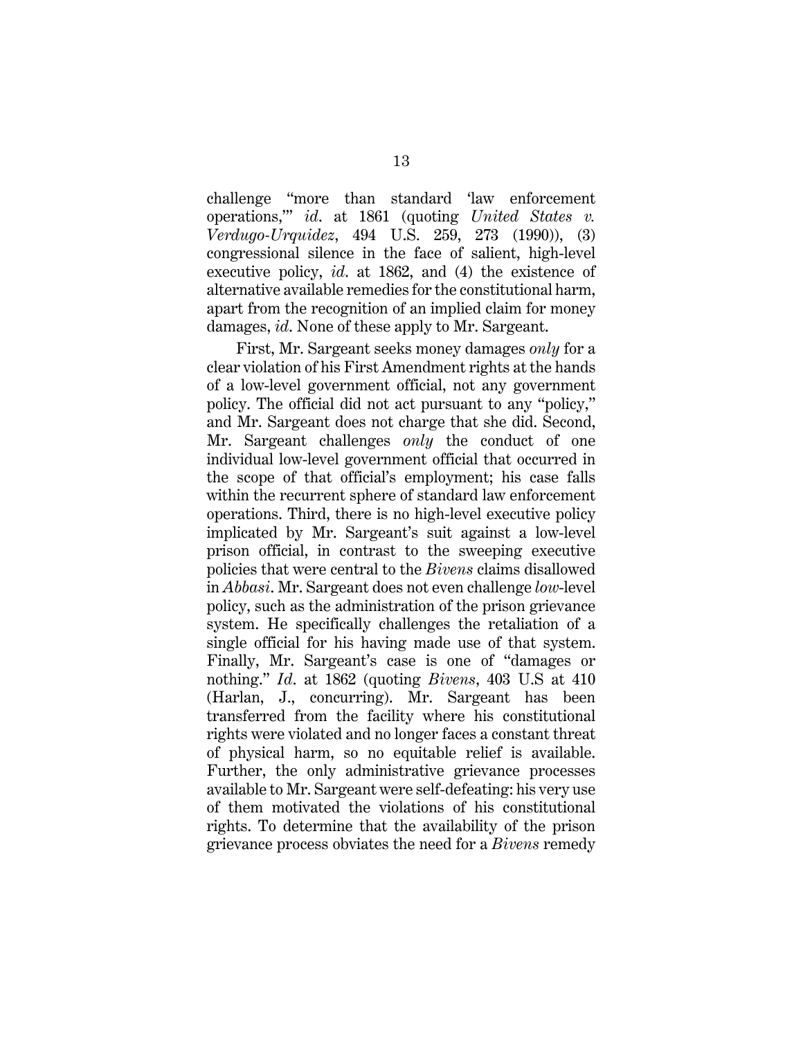challenge "more than standard 'law enforcement operations,'" *id.* at 1861 (quoting *United States v. Verdugo-Urquidez*, 494 U.S. 259, 273 (1990)), (3) congressional silence in the face of salient, high-level executive policy, *id.* at 1862, and (4) the existence of alternative available remedies for the constitutional harm, apart from the recognition of an implied claim for money damages, *id.* None of these apply to Mr. Sargeant.

First, Mr. Sargeant seeks money damages *only* for a clear violation of his First Amendment rights at the hands of a low-level government official, not any government policy. The official did not act pursuant to any "policy," and Mr. Sargeant does not charge that she did. Second, Mr. Sargeant challenges *only* the conduct of one individual low-level government official that occurred in the scope of that official's employment; his case falls within the recurrent sphere of standard law enforcement operations. Third, there is no high-level executive policy implicated by Mr. Sargeant's suit against a low-level prison official, in contrast to the sweeping executive policies that were central to the *Bivens* claims disallowed in *Abbasi*. Mr. Sargeant does not even challenge *low*-level policy, such as the administration of the prison grievance system. He specifically challenges the retaliation of a single official for his having made use of that system. Finally, Mr. Sargeant's case is one of "damages or nothing." *Id.* at 1862 (quoting *Bivens*, 403 U.S at 410 (Harlan, J., concurring). Mr. Sargeant has been transferred from the facility where his constitutional rights were violated and no longer faces a constant threat of physical harm, so no equitable relief is available. Further, the only administrative grievance processes available to Mr. Sargeant were self-defeating: his very use of them motivated the violations of his constitutional rights. To determine that the availability of the prison grievance process obviates the need for a *Bivens* remedy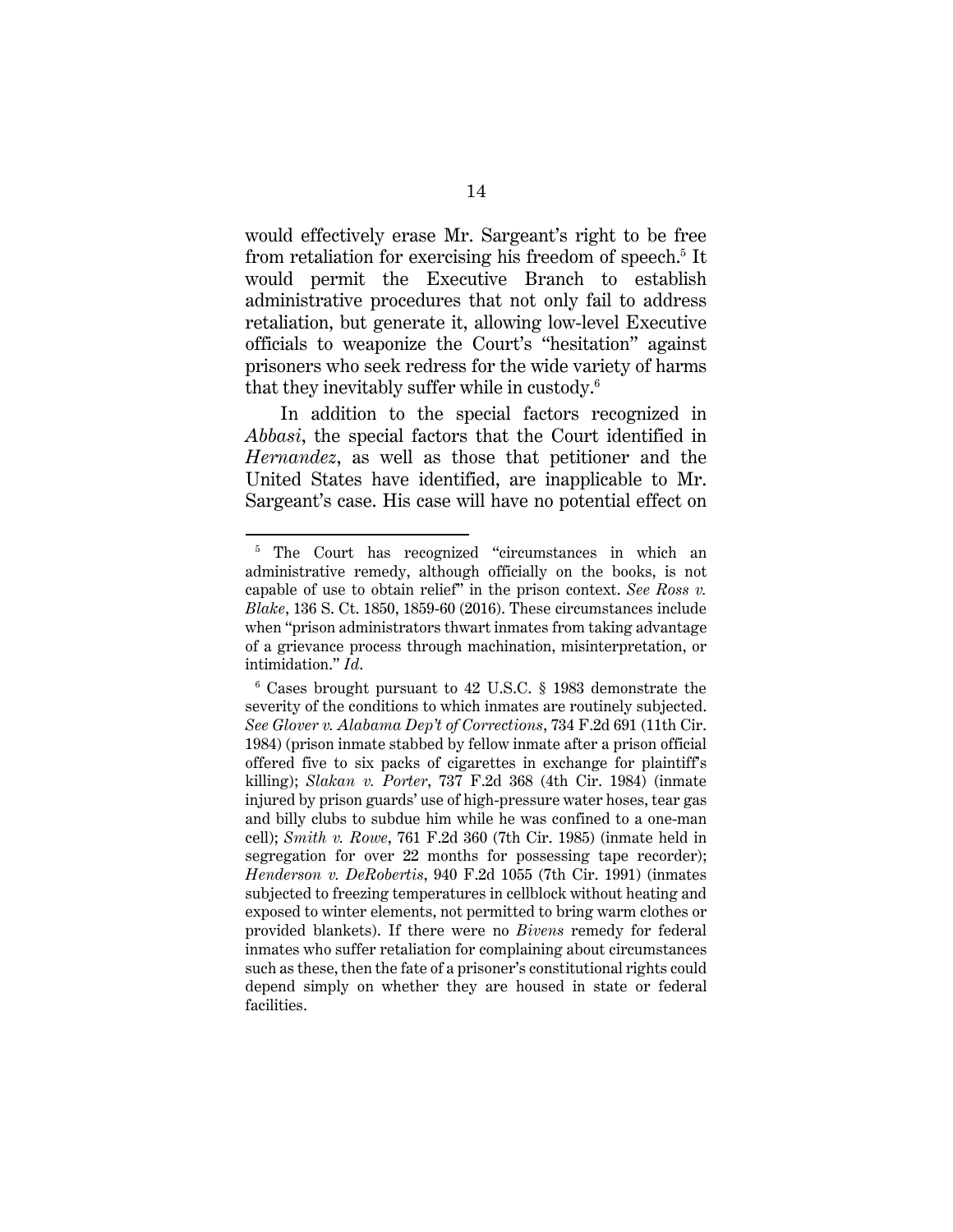would effectively erase Mr. Sargeant's right to be free from retaliation for exercising his freedom of speech.[5] It would permit the Executive Branch to establish administrative procedures that not only fail to address retaliation, but generate it, allowing low-level Executive officials to weaponize the Court's "hesitation" against prisoners who seek redress for the wide variety of harms that they inevitably suffer while in custody.[6]

In addition to the special factors recognized in *Abbasi*, the special factors that the Court identified in *Hernandez*, as well as those that petitioner and the United States have identified, are inapplicable to Mr. Sargeant's case. His case will have no potential effect on

---

[5] The Court has recognized "circumstances in which an administrative remedy, although officially on the books, is not capable of use to obtain relief" in the prison context. *See Ross v. Blake*, 136 S. Ct. 1850, 1859-60 (2016). These circumstances include when "prison administrators thwart inmates from taking advantage of a grievance process through machination, misinterpretation, or intimidation." *Id*.

[6] Cases brought pursuant to 42 U.S.C. § 1983 demonstrate the severity of the conditions to which inmates are routinely subjected. *See Glover v. Alabama Dep't of Corrections*, 734 F.2d 691 (11th Cir. 1984) (prison inmate stabbed by fellow inmate after a prison official offered five to six packs of cigarettes in exchange for plaintiff's killing); *Slakan v. Porter*, 737 F.2d 368 (4th Cir. 1984) (inmate injured by prison guards' use of high-pressure water hoses, tear gas and billy clubs to subdue him while he was confined to a one-man cell); *Smith v. Rowe*, 761 F.2d 360 (7th Cir. 1985) (inmate held in segregation for over 22 months for possessing tape recorder); *Henderson v. DeRobertis*, 940 F.2d 1055 (7th Cir. 1991) (inmates subjected to freezing temperatures in cellblock without heating and exposed to winter elements, not permitted to bring warm clothes or provided blankets). If there were no *Bivens* remedy for federal inmates who suffer retaliation for complaining about circumstances such as these, then the fate of a prisoner's constitutional rights could depend simply on whether they are housed in state or federal facilities.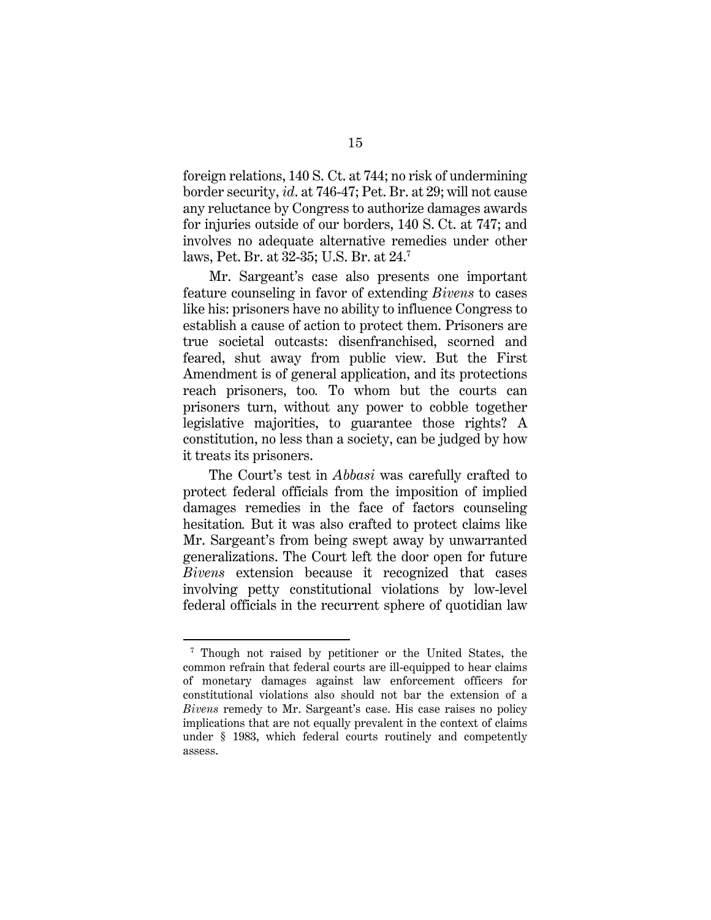foreign relations, 140 S. Ct. at 744; no risk of undermining border security, *id*. at 746-47; Pet. Br. at 29; will not cause any reluctance by Congress to authorize damages awards for injuries outside of our borders, 140 S. Ct. at 747; and involves no adequate alternative remedies under other laws, Pet. Br. at 32-35; U.S. Br. at 24.[7]

Mr. Sargeant's case also presents one important feature counseling in favor of extending *Bivens* to cases like his: prisoners have no ability to influence Congress to establish a cause of action to protect them. Prisoners are true societal outcasts: disenfranchised, scorned and feared, shut away from public view. But the First Amendment is of general application, and its protections reach prisoners, too. To whom but the courts can prisoners turn, without any power to cobble together legislative majorities, to guarantee those rights? A constitution, no less than a society, can be judged by how it treats its prisoners.

The Court's test in *Abbasi* was carefully crafted to protect federal officials from the imposition of implied damages remedies in the face of factors counseling hesitation. But it was also crafted to protect claims like Mr. Sargeant's from being swept away by unwarranted generalizations. The Court left the door open for future *Bivens* extension because it recognized that cases involving petty constitutional violations by low-level federal officials in the recurrent sphere of quotidian law

[7] Though not raised by petitioner or the United States, the common refrain that federal courts are ill-equipped to hear claims of monetary damages against law enforcement officers for constitutional violations also should not bar the extension of a *Bivens* remedy to Mr. Sargeant's case. His case raises no policy implications that are not equally prevalent in the context of claims under § 1983, which federal courts routinely and competently assess.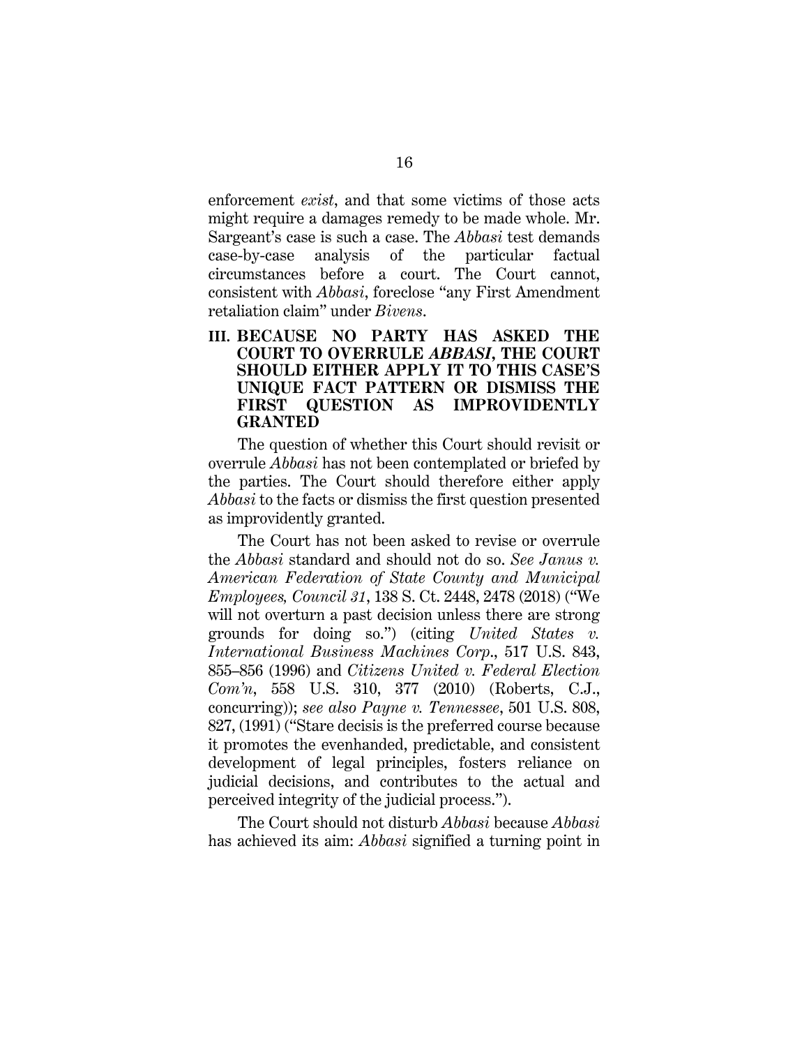enforcement *exist*, and that some victims of those acts might require a damages remedy to be made whole. Mr. Sargeant's case is such a case. The *Abbasi* test demands case-by-case analysis of the particular factual circumstances before a court. The Court cannot, consistent with *Abbasi*, foreclose "any First Amendment retaliation claim" under *Bivens*.

## III. BECAUSE NO PARTY HAS ASKED THE COURT TO OVERRULE *ABBASI*, THE COURT SHOULD EITHER APPLY IT TO THIS CASE'S UNIQUE FACT PATTERN OR DISMISS THE FIRST QUESTION AS IMPROVIDENTLY GRANTED

The question of whether this Court should revisit or overrule *Abbasi* has not been contemplated or briefed by the parties. The Court should therefore either apply *Abbasi* to the facts or dismiss the first question presented as improvidently granted.

The Court has not been asked to revise or overrule the *Abbasi* standard and should not do so. *See Janus v. American Federation of State County and Municipal Employees, Council 31*, 138 S. Ct. 2448, 2478 (2018) ("We will not overturn a past decision unless there are strong grounds for doing so.") (citing *United States v. International Business Machines Corp.*, 517 U.S. 843, 855–856 (1996) and *Citizens United v. Federal Election Com'n*, 558 U.S. 310, 377 (2010) (Roberts, C.J., concurring)); *see also Payne v. Tennessee*, 501 U.S. 808, 827, (1991) ("Stare decisis is the preferred course because it promotes the evenhanded, predictable, and consistent development of legal principles, fosters reliance on judicial decisions, and contributes to the actual and perceived integrity of the judicial process.").

The Court should not disturb *Abbasi* because *Abbasi* has achieved its aim: *Abbasi* signified a turning point in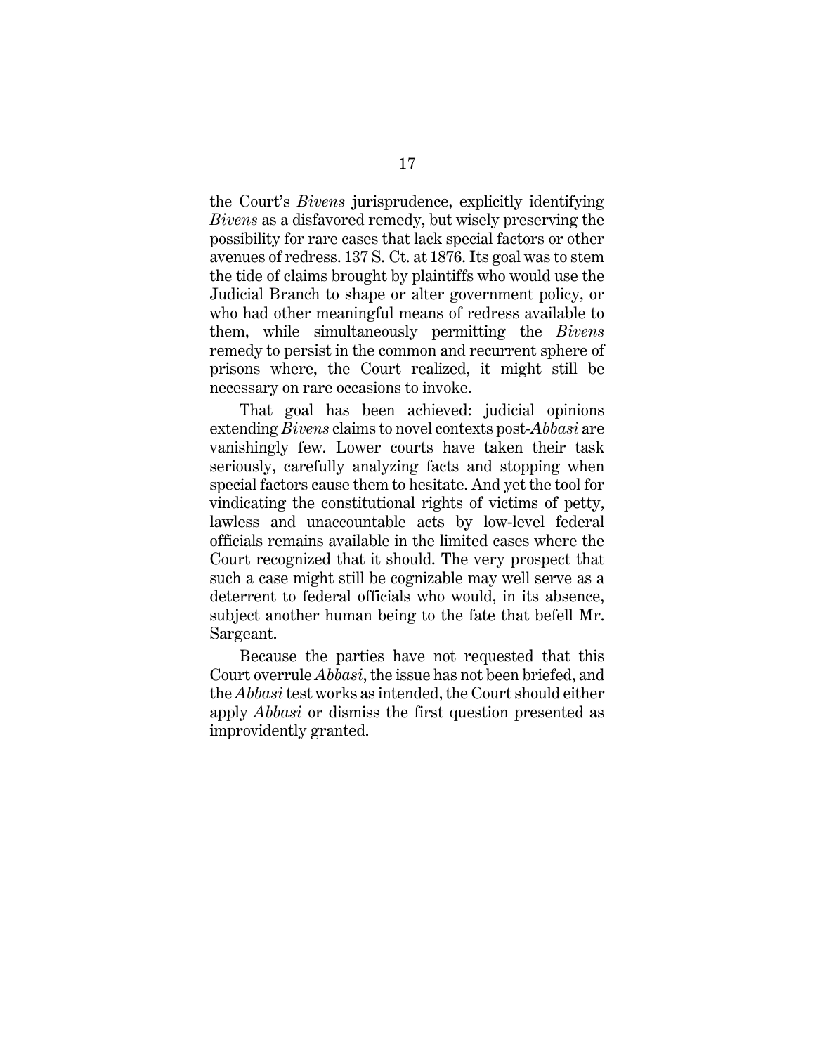the Court's *Bivens* jurisprudence, explicitly identifying *Bivens* as a disfavored remedy, but wisely preserving the possibility for rare cases that lack special factors or other avenues of redress. 137 S. Ct. at 1876. Its goal was to stem the tide of claims brought by plaintiffs who would use the Judicial Branch to shape or alter government policy, or who had other meaningful means of redress available to them, while simultaneously permitting the *Bivens* remedy to persist in the common and recurrent sphere of prisons where, the Court realized, it might still be necessary on rare occasions to invoke.

That goal has been achieved: judicial opinions extending *Bivens* claims to novel contexts post-*Abbasi* are vanishingly few. Lower courts have taken their task seriously, carefully analyzing facts and stopping when special factors cause them to hesitate. And yet the tool for vindicating the constitutional rights of victims of petty, lawless and unaccountable acts by low-level federal officials remains available in the limited cases where the Court recognized that it should. The very prospect that such a case might still be cognizable may well serve as a deterrent to federal officials who would, in its absence, subject another human being to the fate that befell Mr. Sargeant.

Because the parties have not requested that this Court overrule *Abbasi*, the issue has not been briefed, and the *Abbasi* test works as intended, the Court should either apply *Abbasi* or dismiss the first question presented as improvidently granted.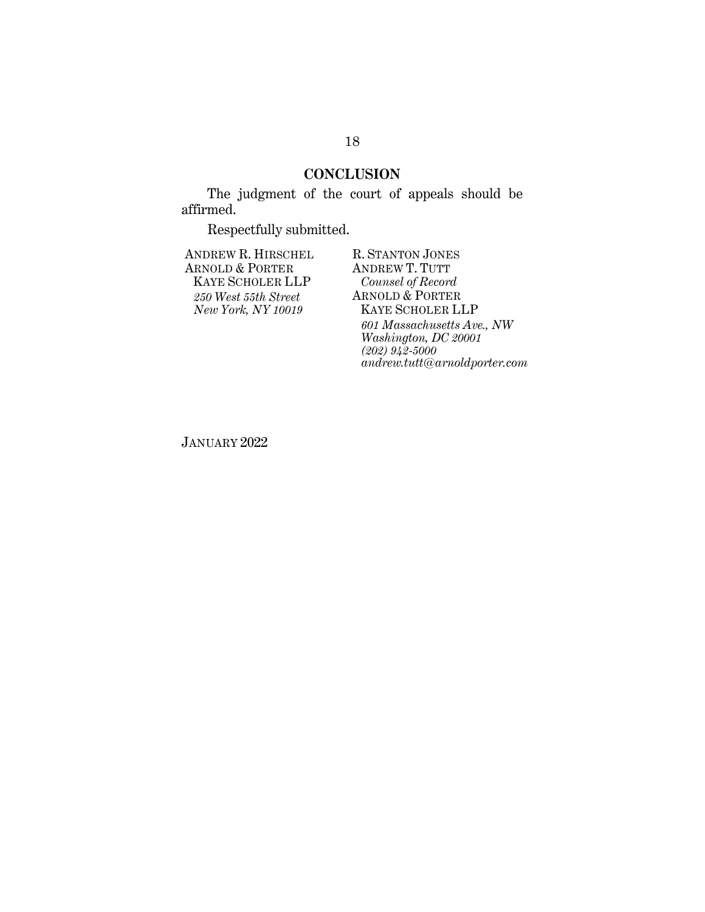## CONCLUSION

The judgment of the court of appeals should be affirmed.

Respectfully submitted.

ANDREW R. HIRSCHEL
ARNOLD & PORTER
KAYE SCHOLER LLP
*250 West 55th Street*
*New York, NY 10019*

R. STANTON JONES
ANDREW T. TUTT
*Counsel of Record*
ARNOLD & PORTER
KAYE SCHOLER LLP
*601 Massachusetts Ave., NW*
*Washington, DC 20001*
*(202) 942-5000*
*andrew.tutt@arnoldporter.com*

JANUARY 2022